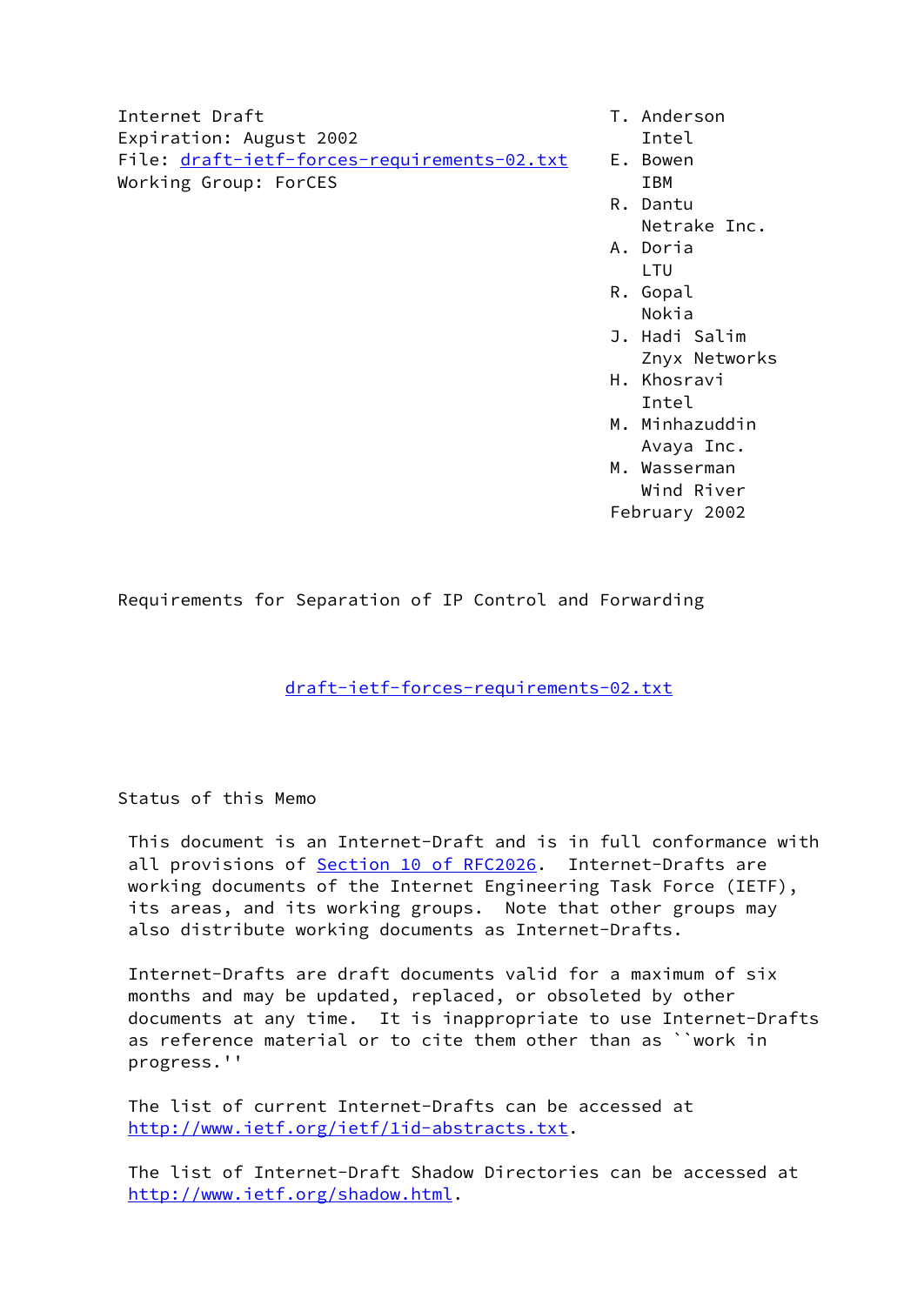Internet Draft
Expiration: August 2002
File: draft-ietf-forces-requirements-02.txt
Working Group: ForCES

T. Anderson
Intel
E. Bowen
IBM
R. Dantu
Netrake Inc.
A. Doria
LTU
R. Gopal
Nokia
J. Hadi Salim
Znyx Networks
H. Khosravi
Intel
M. Minhazuddin
Avaya Inc.
M. Wasserman
Wind River
February 2002

# Requirements for Separation of IP Control and Forwarding

draft-ietf-forces-requirements-02.txt

## Status of this Memo

This document is an Internet-Draft and is in full conformance with all provisions of Section 10 of RFC2026. Internet-Drafts are working documents of the Internet Engineering Task Force (IETF), its areas, and its working groups. Note that other groups may also distribute working documents as Internet-Drafts.

Internet-Drafts are draft documents valid for a maximum of six months and may be updated, replaced, or obsoleted by other documents at any time. It is inappropriate to use Internet-Drafts as reference material or to cite them other than as ``work in progress.''

The list of current Internet-Drafts can be accessed at http://www.ietf.org/ietf/1id-abstracts.txt.

The list of Internet-Draft Shadow Directories can be accessed at http://www.ietf.org/shadow.html.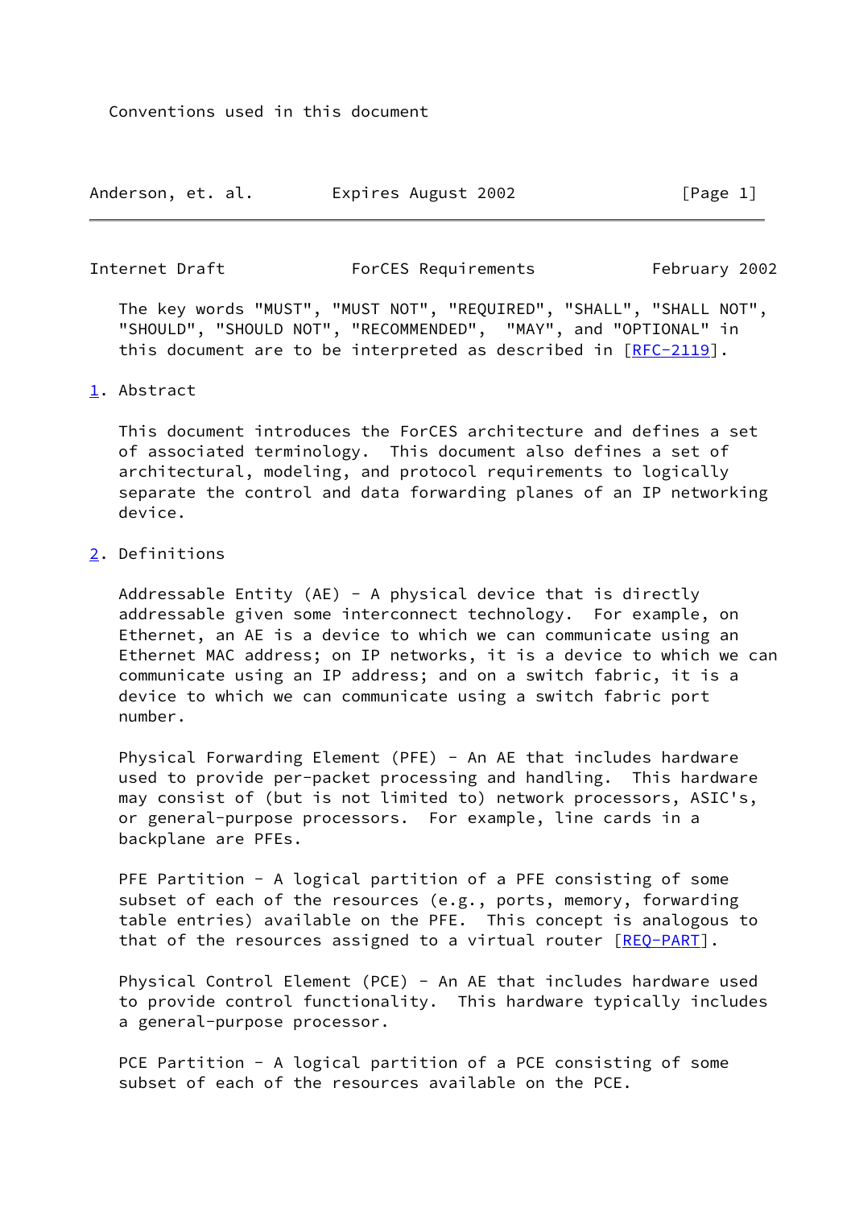Conventions used in this document

The key words "MUST", "MUST NOT", "REQUIRED", "SHALL", "SHALL NOT", "SHOULD", "SHOULD NOT", "RECOMMENDED", "MAY", and "OPTIONAL" in this document are to be interpreted as described in [RFC-2119].

## 1. Abstract

This document introduces the ForCES architecture and defines a set of associated terminology. This document also defines a set of architectural, modeling, and protocol requirements to logically separate the control and data forwarding planes of an IP networking device.

## 2. Definitions

Addressable Entity (AE) - A physical device that is directly addressable given some interconnect technology. For example, on Ethernet, an AE is a device to which we can communicate using an Ethernet MAC address; on IP networks, it is a device to which we can communicate using an IP address; and on a switch fabric, it is a device to which we can communicate using a switch fabric port number.

Physical Forwarding Element (PFE) - An AE that includes hardware used to provide per-packet processing and handling. This hardware may consist of (but is not limited to) network processors, ASIC's, or general-purpose processors. For example, line cards in a backplane are PFEs.

PFE Partition - A logical partition of a PFE consisting of some subset of each of the resources (e.g., ports, memory, forwarding table entries) available on the PFE. This concept is analogous to that of the resources assigned to a virtual router [REQ-PART].

Physical Control Element (PCE) - An AE that includes hardware used to provide control functionality. This hardware typically includes a general-purpose processor.

PCE Partition - A logical partition of a PCE consisting of some subset of each of the resources available on the PCE.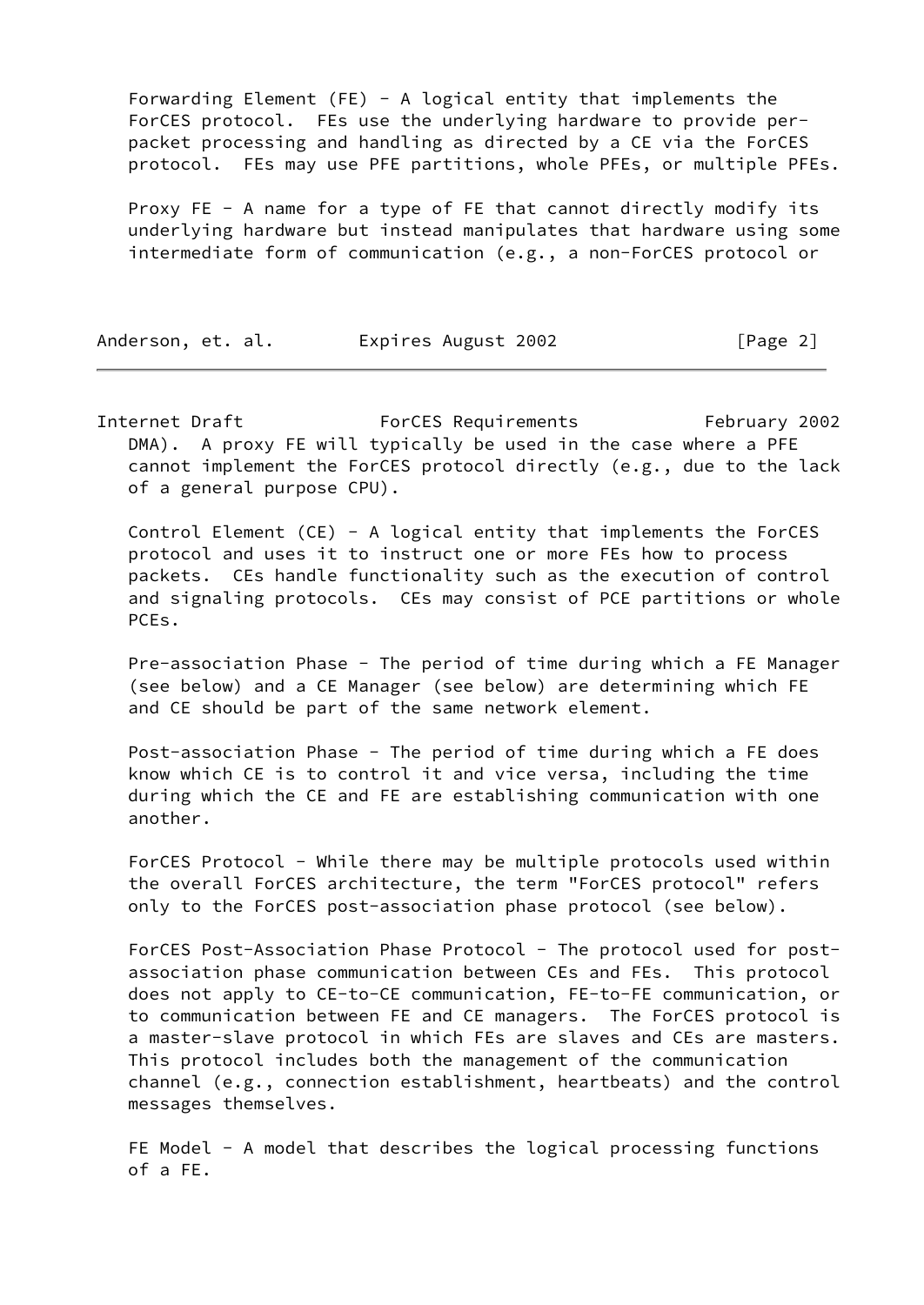Forwarding Element (FE) - A logical entity that implements the ForCES protocol. FEs use the underlying hardware to provide per-packet processing and handling as directed by a CE via the ForCES protocol. FEs may use PFE partitions, whole PFEs, or multiple PFEs.

Proxy FE - A name for a type of FE that cannot directly modify its underlying hardware but instead manipulates that hardware using some intermediate form of communication (e.g., a non-ForCES protocol or DMA). A proxy FE will typically be used in the case where a PFE cannot implement the ForCES protocol directly (e.g., due to the lack of a general purpose CPU).

Control Element (CE) - A logical entity that implements the ForCES protocol and uses it to instruct one or more FEs how to process packets. CEs handle functionality such as the execution of control and signaling protocols. CEs may consist of PCE partitions or whole PCEs.

Pre-association Phase - The period of time during which a FE Manager (see below) and a CE Manager (see below) are determining which FE and CE should be part of the same network element.

Post-association Phase - The period of time during which a FE does know which CE is to control it and vice versa, including the time during which the CE and FE are establishing communication with one another.

ForCES Protocol - While there may be multiple protocols used within the overall ForCES architecture, the term "ForCES protocol" refers only to the ForCES post-association phase protocol (see below).

ForCES Post-Association Phase Protocol - The protocol used for post-association phase communication between CEs and FEs. This protocol does not apply to CE-to-CE communication, FE-to-FE communication, or to communication between FE and CE managers. The ForCES protocol is a master-slave protocol in which FEs are slaves and CEs are masters. This protocol includes both the management of the communication channel (e.g., connection establishment, heartbeats) and the control messages themselves.

FE Model - A model that describes the logical processing functions of a FE.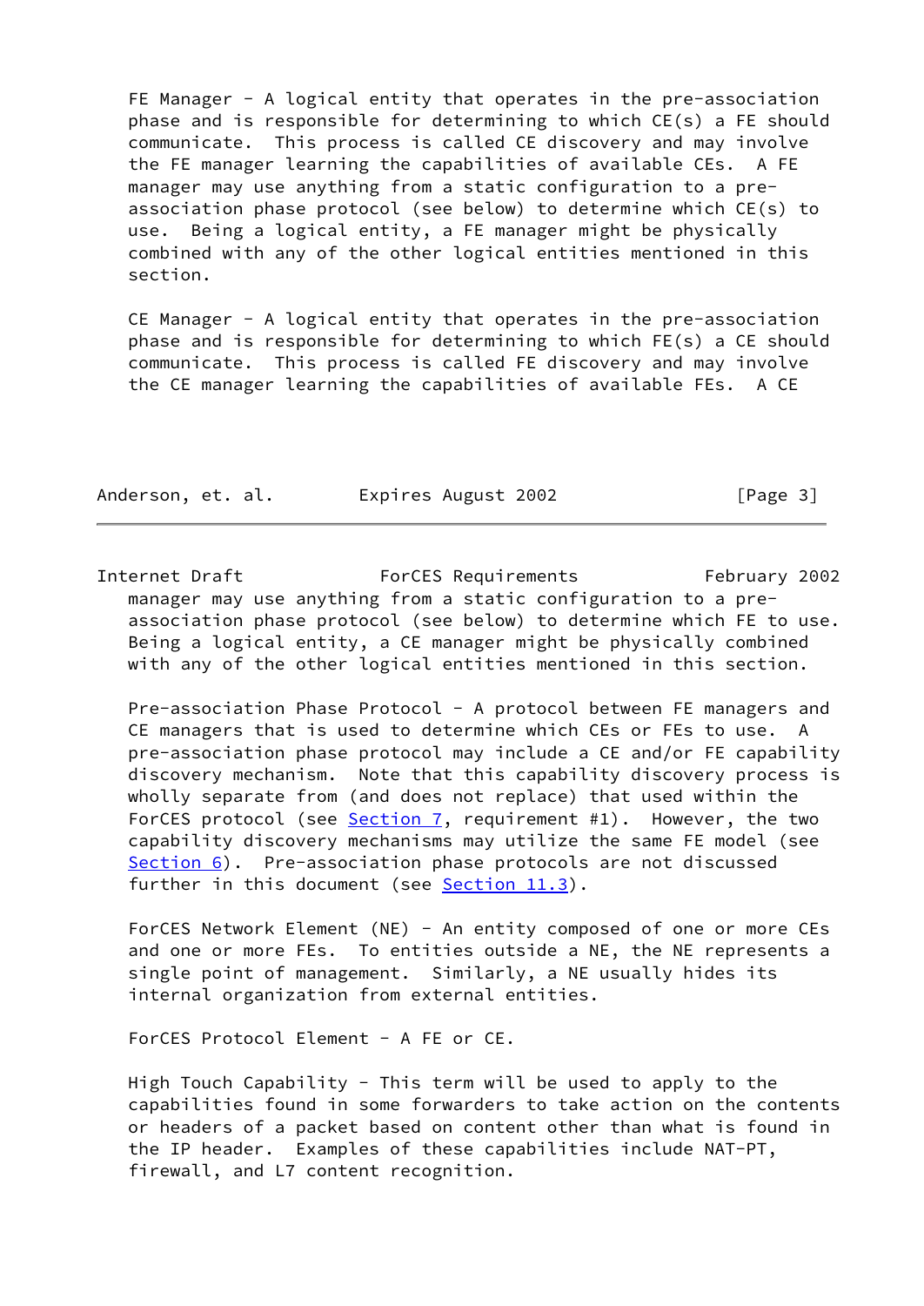FE Manager - A logical entity that operates in the pre-association phase and is responsible for determining to which CE(s) a FE should communicate. This process is called CE discovery and may involve the FE manager learning the capabilities of available CEs. A FE manager may use anything from a static configuration to a pre-association phase protocol (see below) to determine which CE(s) to use. Being a logical entity, a FE manager might be physically combined with any of the other logical entities mentioned in this section.

CE Manager - A logical entity that operates in the pre-association phase and is responsible for determining to which FE(s) a CE should communicate. This process is called FE discovery and may involve the CE manager learning the capabilities of available FEs. A CE manager may use anything from a static configuration to a pre-association phase protocol (see below) to determine which FE to use. Being a logical entity, a CE manager might be physically combined with any of the other logical entities mentioned in this section.

Pre-association Phase Protocol - A protocol between FE managers and CE managers that is used to determine which CEs or FEs to use. A pre-association phase protocol may include a CE and/or FE capability discovery mechanism. Note that this capability discovery process is wholly separate from (and does not replace) that used within the ForCES protocol (see Section 7, requirement #1). However, the two capability discovery mechanisms may utilize the same FE model (see Section 6). Pre-association phase protocols are not discussed further in this document (see Section 11.3).

ForCES Network Element (NE) - An entity composed of one or more CEs and one or more FEs. To entities outside a NE, the NE represents a single point of management. Similarly, a NE usually hides its internal organization from external entities.

ForCES Protocol Element - A FE or CE.

High Touch Capability - This term will be used to apply to the capabilities found in some forwarders to take action on the contents or headers of a packet based on content other than what is found in the IP header. Examples of these capabilities include NAT-PT, firewall, and L7 content recognition.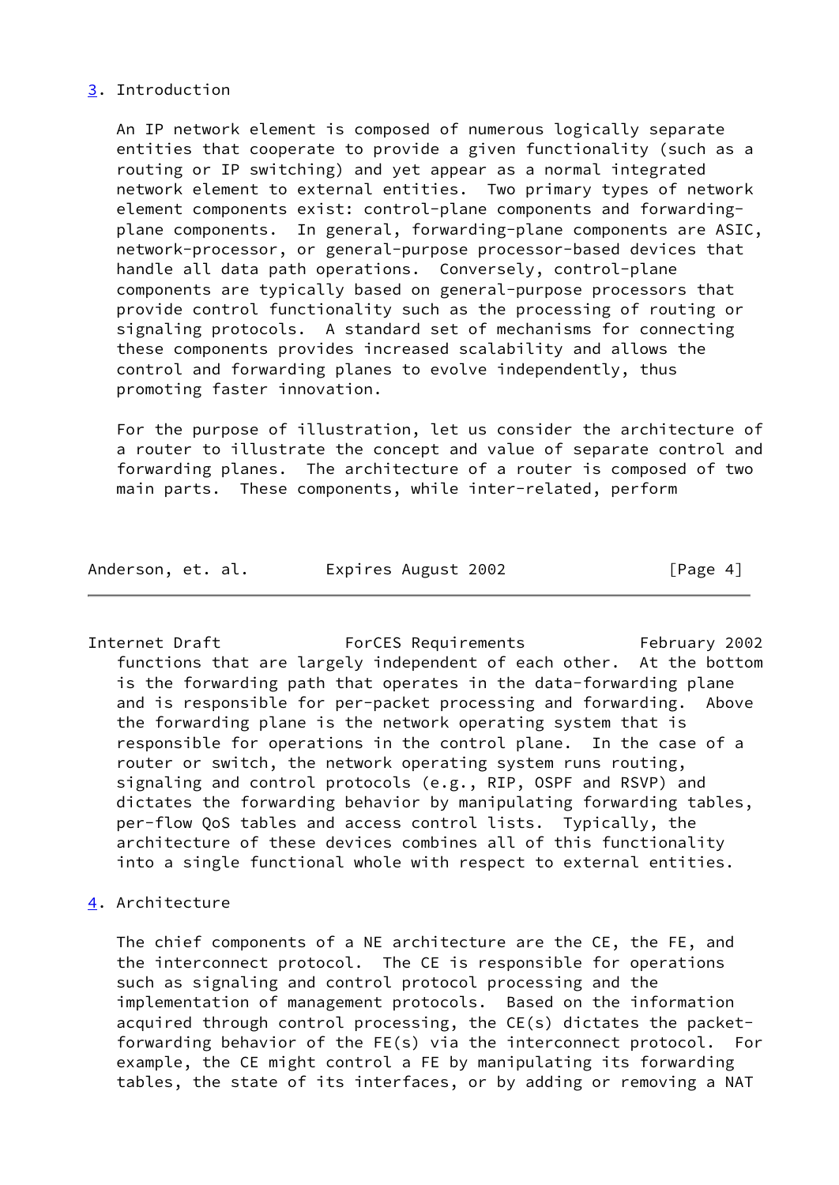## 3. Introduction

An IP network element is composed of numerous logically separate entities that cooperate to provide a given functionality (such as a routing or IP switching) and yet appear as a normal integrated network element to external entities. Two primary types of network element components exist: control-plane components and forwarding-plane components. In general, forwarding-plane components are ASIC, network-processor, or general-purpose processor-based devices that handle all data path operations. Conversely, control-plane components are typically based on general-purpose processors that provide control functionality such as the processing of routing or signaling protocols. A standard set of mechanisms for connecting these components provides increased scalability and allows the control and forwarding planes to evolve independently, thus promoting faster innovation.

For the purpose of illustration, let us consider the architecture of a router to illustrate the concept and value of separate control and forwarding planes. The architecture of a router is composed of two main parts. These components, while inter-related, perform functions that are largely independent of each other. At the bottom is the forwarding path that operates in the data-forwarding plane and is responsible for per-packet processing and forwarding. Above the forwarding plane is the network operating system that is responsible for operations in the control plane. In the case of a router or switch, the network operating system runs routing, signaling and control protocols (e.g., RIP, OSPF and RSVP) and dictates the forwarding behavior by manipulating forwarding tables, per-flow QoS tables and access control lists. Typically, the architecture of these devices combines all of this functionality into a single functional whole with respect to external entities.

## 4. Architecture

The chief components of a NE architecture are the CE, the FE, and the interconnect protocol. The CE is responsible for operations such as signaling and control protocol processing and the implementation of management protocols. Based on the information acquired through control processing, the CE(s) dictates the packet-forwarding behavior of the FE(s) via the interconnect protocol. For example, the CE might control a FE by manipulating its forwarding tables, the state of its interfaces, or by adding or removing a NAT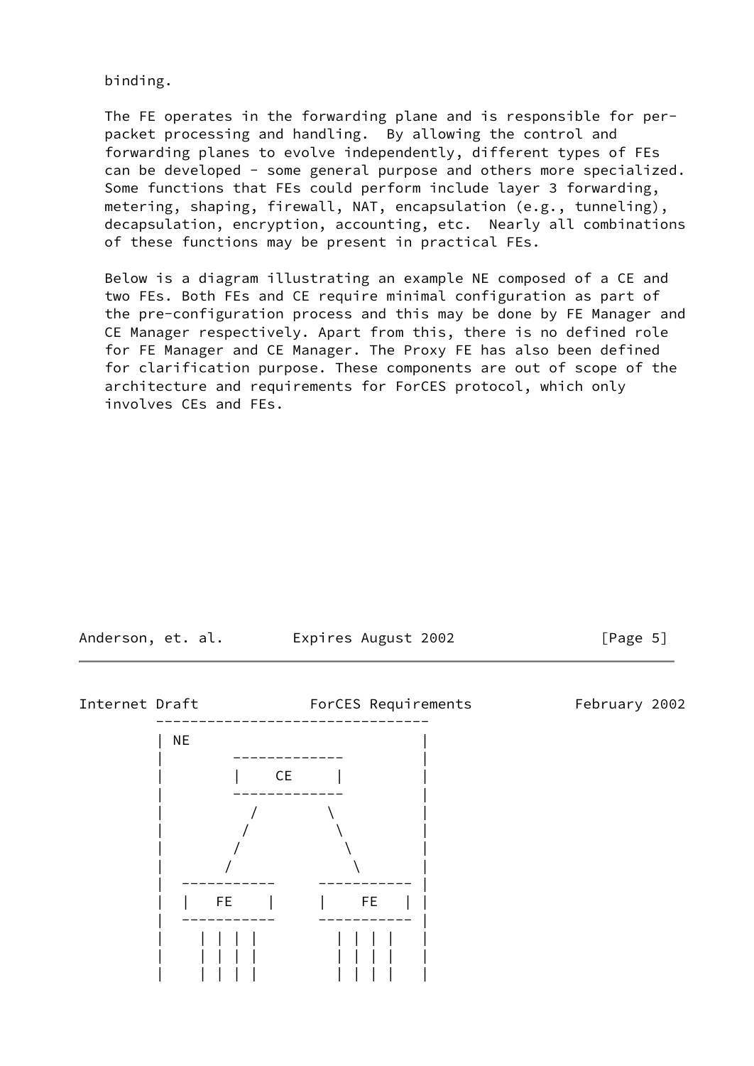binding.

The FE operates in the forwarding plane and is responsible for per-packet processing and handling. By allowing the control and forwarding planes to evolve independently, different types of FEs can be developed - some general purpose and others more specialized. Some functions that FEs could perform include layer 3 forwarding, metering, shaping, firewall, NAT, encapsulation (e.g., tunneling), decapsulation, encryption, accounting, etc. Nearly all combinations of these functions may be present in practical FEs.

Below is a diagram illustrating an example NE composed of a CE and two FEs. Both FEs and CE require minimal configuration as part of the pre-configuration process and this may be done by FE Manager and CE Manager respectively. Apart from this, there is no defined role for FE Manager and CE Manager. The Proxy FE has also been defined for clarification purpose. These components are out of scope of the architecture and requirements for ForCES protocol, which only involves CEs and FEs.

```
         --------------------------------
         | NE                           |
         |        -------------         |
         |        |    CE     |         |
         |        -------------         |
         |          /       \           |
         |         /         \          |
         |        /           \         |
         |       /             \        |
         |  -----------     ----------- |
         |  |   FE    |     |    FE   | |
         |  -----------     ----------- |
         |    | | | |         | | | |   |
         |    | | | |         | | | |   |
         |    | | | |         | | | |   |
```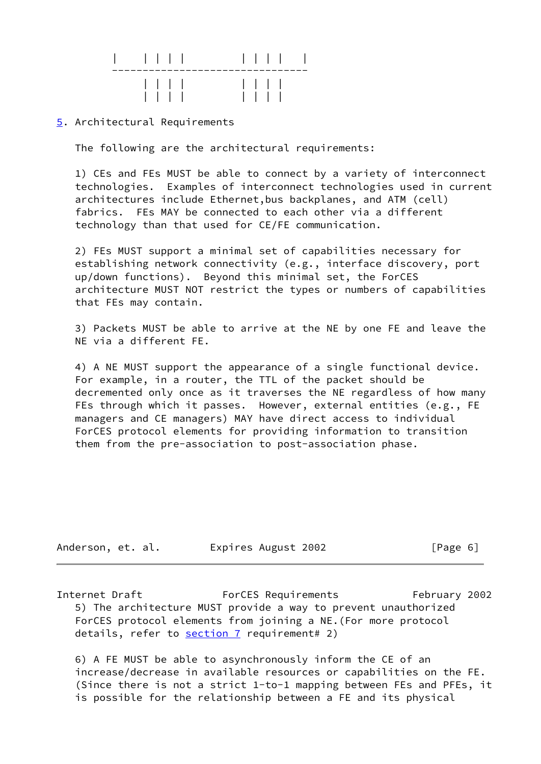```
        |    | | | |         | | | |   |
        --------------------------------
             | | | |         | | | |
             | | | |         | | | |
```

## 5. Architectural Requirements

The following are the architectural requirements:

1) CEs and FEs MUST be able to connect by a variety of interconnect technologies. Examples of interconnect technologies used in current architectures include Ethernet,bus backplanes, and ATM (cell) fabrics. FEs MAY be connected to each other via a different technology than that used for CE/FE communication.

2) FEs MUST support a minimal set of capabilities necessary for establishing network connectivity (e.g., interface discovery, port up/down functions). Beyond this minimal set, the ForCES architecture MUST NOT restrict the types or numbers of capabilities that FEs may contain.

3) Packets MUST be able to arrive at the NE by one FE and leave the NE via a different FE.

4) A NE MUST support the appearance of a single functional device. For example, in a router, the TTL of the packet should be decremented only once as it traverses the NE regardless of how many FEs through which it passes. However, external entities (e.g., FE managers and CE managers) MAY have direct access to individual ForCES protocol elements for providing information to transition them from the pre-association to post-association phase.

5) The architecture MUST provide a way to prevent unauthorized ForCES protocol elements from joining a NE.(For more protocol details, refer to section 7 requirement# 2)

6) A FE MUST be able to asynchronously inform the CE of an increase/decrease in available resources or capabilities on the FE. (Since there is not a strict 1-to-1 mapping between FEs and PFEs, it is possible for the relationship between a FE and its physical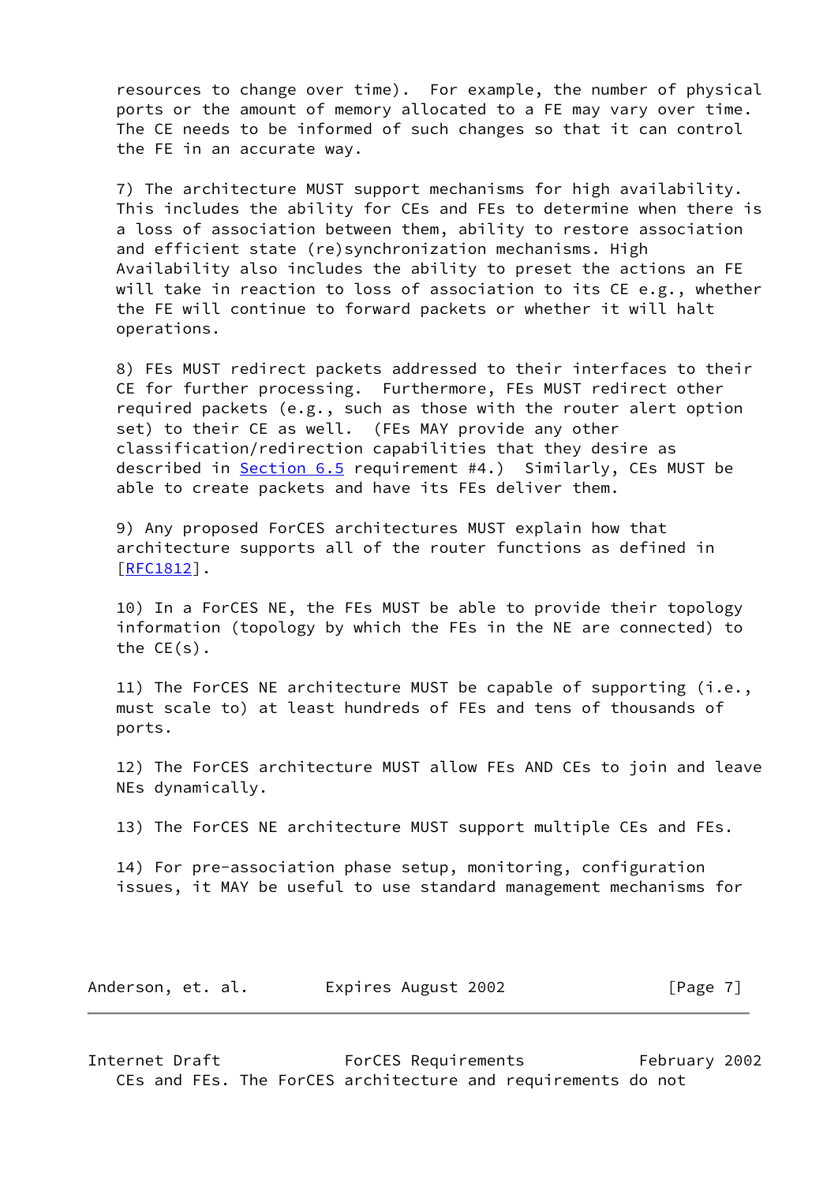resources to change over time). For example, the number of physical ports or the amount of memory allocated to a FE may vary over time. The CE needs to be informed of such changes so that it can control the FE in an accurate way.

7) The architecture MUST support mechanisms for high availability. This includes the ability for CEs and FEs to determine when there is a loss of association between them, ability to restore association and efficient state (re)synchronization mechanisms. High Availability also includes the ability to preset the actions an FE will take in reaction to loss of association to its CE e.g., whether the FE will continue to forward packets or whether it will halt operations.

8) FEs MUST redirect packets addressed to their interfaces to their CE for further processing. Furthermore, FEs MUST redirect other required packets (e.g., such as those with the router alert option set) to their CE as well. (FEs MAY provide any other classification/redirection capabilities that they desire as described in Section 6.5 requirement #4.) Similarly, CEs MUST be able to create packets and have its FEs deliver them.

9) Any proposed ForCES architectures MUST explain how that architecture supports all of the router functions as defined in [RFC1812].

10) In a ForCES NE, the FEs MUST be able to provide their topology information (topology by which the FEs in the NE are connected) to the CE(s).

11) The ForCES NE architecture MUST be capable of supporting (i.e., must scale to) at least hundreds of FEs and tens of thousands of ports.

12) The ForCES architecture MUST allow FEs AND CEs to join and leave NEs dynamically.

13) The ForCES NE architecture MUST support multiple CEs and FEs.

14) For pre-association phase setup, monitoring, configuration issues, it MAY be useful to use standard management mechanisms for CEs and FEs. The ForCES architecture and requirements do not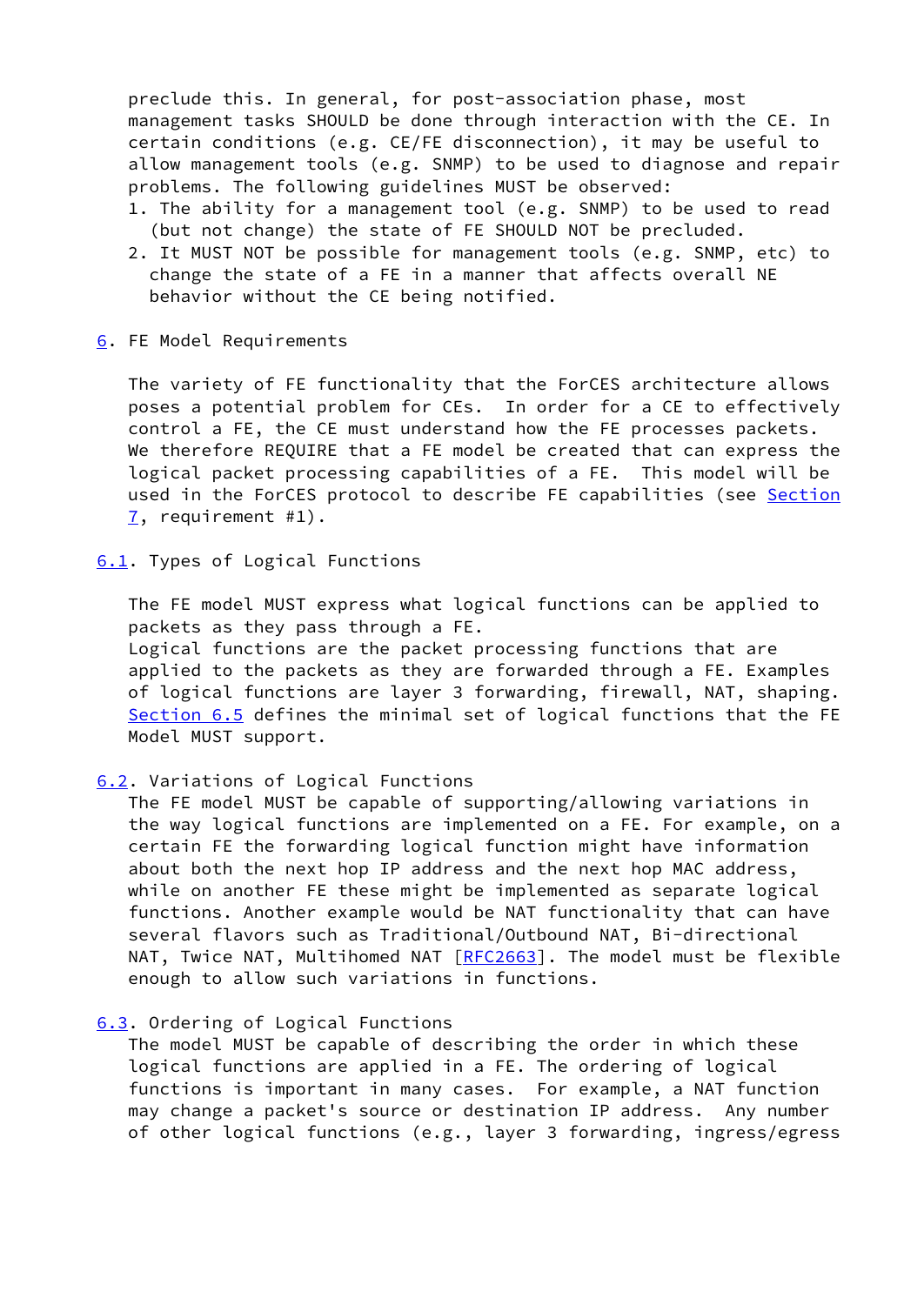preclude this. In general, for post-association phase, most management tasks SHOULD be done through interaction with the CE. In certain conditions (e.g. CE/FE disconnection), it may be useful to allow management tools (e.g. SNMP) to be used to diagnose and repair problems. The following guidelines MUST be observed:

1. The ability for a management tool (e.g. SNMP) to be used to read (but not change) the state of FE SHOULD NOT be precluded.
2. It MUST NOT be possible for management tools (e.g. SNMP, etc) to change the state of a FE in a manner that affects overall NE behavior without the CE being notified.

## 6. FE Model Requirements

The variety of FE functionality that the ForCES architecture allows poses a potential problem for CEs. In order for a CE to effectively control a FE, the CE must understand how the FE processes packets. We therefore REQUIRE that a FE model be created that can express the logical packet processing capabilities of a FE. This model will be used in the ForCES protocol to describe FE capabilities (see Section 7, requirement #1).

### 6.1. Types of Logical Functions

The FE model MUST express what logical functions can be applied to packets as they pass through a FE.
Logical functions are the packet processing functions that are applied to the packets as they are forwarded through a FE. Examples of logical functions are layer 3 forwarding, firewall, NAT, shaping. Section 6.5 defines the minimal set of logical functions that the FE Model MUST support.

### 6.2. Variations of Logical Functions

The FE model MUST be capable of supporting/allowing variations in the way logical functions are implemented on a FE. For example, on a certain FE the forwarding logical function might have information about both the next hop IP address and the next hop MAC address, while on another FE these might be implemented as separate logical functions. Another example would be NAT functionality that can have several flavors such as Traditional/Outbound NAT, Bi-directional NAT, Twice NAT, Multihomed NAT [RFC2663]. The model must be flexible enough to allow such variations in functions.

### 6.3. Ordering of Logical Functions

The model MUST be capable of describing the order in which these logical functions are applied in a FE. The ordering of logical functions is important in many cases. For example, a NAT function may change a packet's source or destination IP address. Any number of other logical functions (e.g., layer 3 forwarding, ingress/egress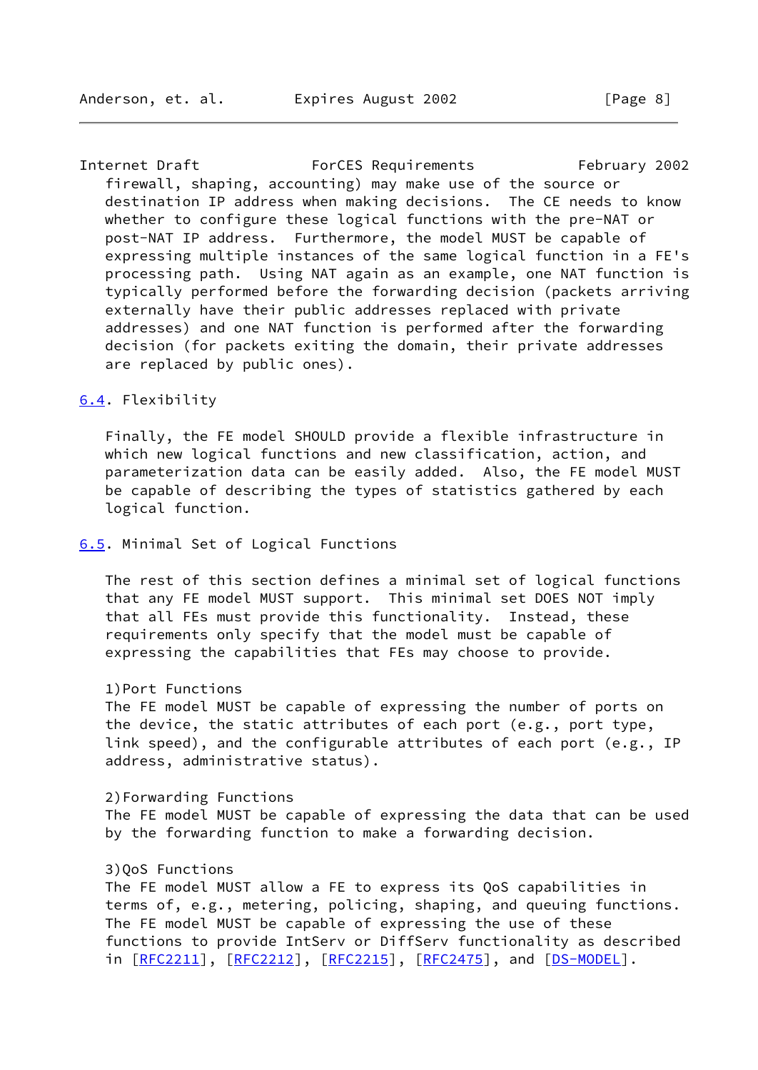firewall, shaping, accounting) may make use of the source or destination IP address when making decisions. The CE needs to know whether to configure these logical functions with the pre-NAT or post-NAT IP address. Furthermore, the model MUST be capable of expressing multiple instances of the same logical function in a FE's processing path. Using NAT again as an example, one NAT function is typically performed before the forwarding decision (packets arriving externally have their public addresses replaced with private addresses) and one NAT function is performed after the forwarding decision (for packets exiting the domain, their private addresses are replaced by public ones).

### 6.4. Flexibility

Finally, the FE model SHOULD provide a flexible infrastructure in which new logical functions and new classification, action, and parameterization data can be easily added. Also, the FE model MUST be capable of describing the types of statistics gathered by each logical function.

### 6.5. Minimal Set of Logical Functions

The rest of this section defines a minimal set of logical functions that any FE model MUST support. This minimal set DOES NOT imply that all FEs must provide this functionality. Instead, these requirements only specify that the model must be capable of expressing the capabilities that FEs may choose to provide.

1)Port Functions
The FE model MUST be capable of expressing the number of ports on the device, the static attributes of each port (e.g., port type, link speed), and the configurable attributes of each port (e.g., IP address, administrative status).

2)Forwarding Functions
The FE model MUST be capable of expressing the data that can be used by the forwarding function to make a forwarding decision.

3)QoS Functions
The FE model MUST allow a FE to express its QoS capabilities in terms of, e.g., metering, policing, shaping, and queuing functions. The FE model MUST be capable of expressing the use of these functions to provide IntServ or DiffServ functionality as described in [RFC2211], [RFC2212], [RFC2215], [RFC2475], and [DS-MODEL].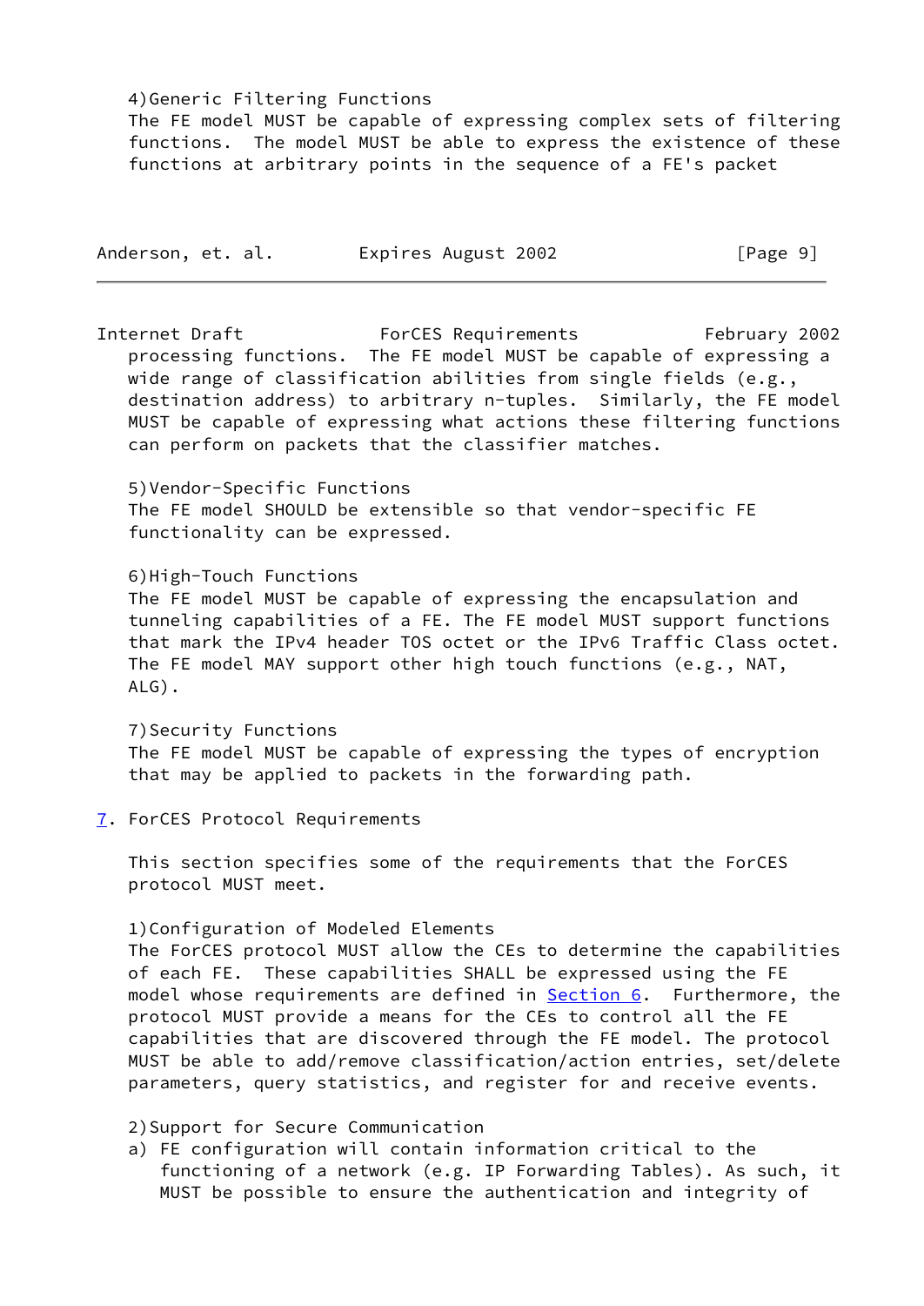4) Generic Filtering Functions
The FE model MUST be capable of expressing complex sets of filtering functions. The model MUST be able to express the existence of these functions at arbitrary points in the sequence of a FE's packet processing functions. The FE model MUST be capable of expressing a wide range of classification abilities from single fields (e.g., destination address) to arbitrary n-tuples. Similarly, the FE model MUST be capable of expressing what actions these filtering functions can perform on packets that the classifier matches.

5) Vendor-Specific Functions
The FE model SHOULD be extensible so that vendor-specific FE functionality can be expressed.

6) High-Touch Functions
The FE model MUST be capable of expressing the encapsulation and tunneling capabilities of a FE. The FE model MUST support functions that mark the IPv4 header TOS octet or the IPv6 Traffic Class octet. The FE model MAY support other high touch functions (e.g., NAT, ALG).

7) Security Functions
The FE model MUST be capable of expressing the types of encryption that may be applied to packets in the forwarding path.

## 7. ForCES Protocol Requirements

This section specifies some of the requirements that the ForCES protocol MUST meet.

1) Configuration of Modeled Elements
The ForCES protocol MUST allow the CEs to determine the capabilities of each FE. These capabilities SHALL be expressed using the FE model whose requirements are defined in Section 6. Furthermore, the protocol MUST provide a means for the CEs to control all the FE capabilities that are discovered through the FE model. The protocol MUST be able to add/remove classification/action entries, set/delete parameters, query statistics, and register for and receive events.

2) Support for Secure Communication
a) FE configuration will contain information critical to the functioning of a network (e.g. IP Forwarding Tables). As such, it MUST be possible to ensure the authentication and integrity of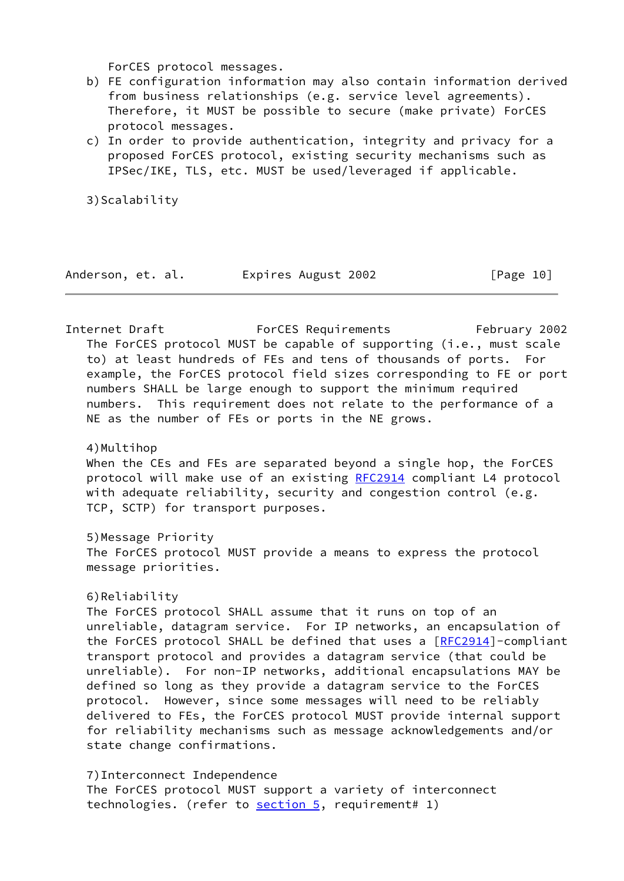ForCES protocol messages.

b) FE configuration information may also contain information derived from business relationships (e.g. service level agreements). Therefore, it MUST be possible to secure (make private) ForCES protocol messages.
c) In order to provide authentication, integrity and privacy for a proposed ForCES protocol, existing security mechanisms such as IPSec/IKE, TLS, etc. MUST be used/leveraged if applicable.

3)Scalability

The ForCES protocol MUST be capable of supporting (i.e., must scale to) at least hundreds of FEs and tens of thousands of ports. For example, the ForCES protocol field sizes corresponding to FE or port numbers SHALL be large enough to support the minimum required numbers. This requirement does not relate to the performance of a NE as the number of FEs or ports in the NE grows.

4)Multihop

When the CEs and FEs are separated beyond a single hop, the ForCES protocol will make use of an existing RFC2914 compliant L4 protocol with adequate reliability, security and congestion control (e.g. TCP, SCTP) for transport purposes.

5)Message Priority

The ForCES protocol MUST provide a means to express the protocol message priorities.

6)Reliability

The ForCES protocol SHALL assume that it runs on top of an unreliable, datagram service. For IP networks, an encapsulation of the ForCES protocol SHALL be defined that uses a [RFC2914]-compliant transport protocol and provides a datagram service (that could be unreliable). For non-IP networks, additional encapsulations MAY be defined so long as they provide a datagram service to the ForCES protocol. However, since some messages will need to be reliably delivered to FEs, the ForCES protocol MUST provide internal support for reliability mechanisms such as message acknowledgements and/or state change confirmations.

7)Interconnect Independence

The ForCES protocol MUST support a variety of interconnect technologies. (refer to section 5, requirement# 1)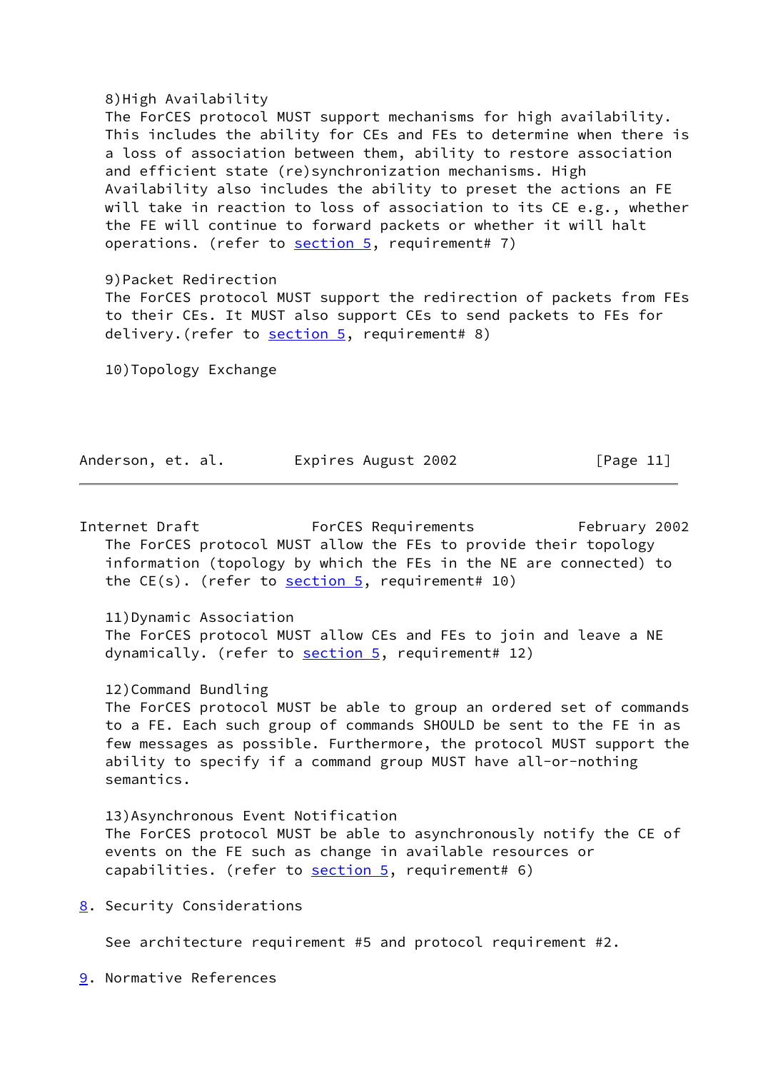8)High Availability
The ForCES protocol MUST support mechanisms for high availability. This includes the ability for CEs and FEs to determine when there is a loss of association between them, ability to restore association and efficient state (re)synchronization mechanisms. High Availability also includes the ability to preset the actions an FE will take in reaction to loss of association to its CE e.g., whether the FE will continue to forward packets or whether it will halt operations. (refer to section 5, requirement# 7)

9)Packet Redirection
The ForCES protocol MUST support the redirection of packets from FEs to their CEs. It MUST also support CEs to send packets to FEs for delivery.(refer to section 5, requirement# 8)

10)Topology Exchange
The ForCES protocol MUST allow the FEs to provide their topology information (topology by which the FEs in the NE are connected) to the CE(s). (refer to section 5, requirement# 10)

11)Dynamic Association
The ForCES protocol MUST allow CEs and FEs to join and leave a NE dynamically. (refer to section 5, requirement# 12)

12)Command Bundling
The ForCES protocol MUST be able to group an ordered set of commands to a FE. Each such group of commands SHOULD be sent to the FE in as few messages as possible. Furthermore, the protocol MUST support the ability to specify if a command group MUST have all-or-nothing semantics.

13)Asynchronous Event Notification
The ForCES protocol MUST be able to asynchronously notify the CE of events on the FE such as change in available resources or capabilities. (refer to section 5, requirement# 6)

## 8. Security Considerations

See architecture requirement #5 and protocol requirement #2.

## 9. Normative References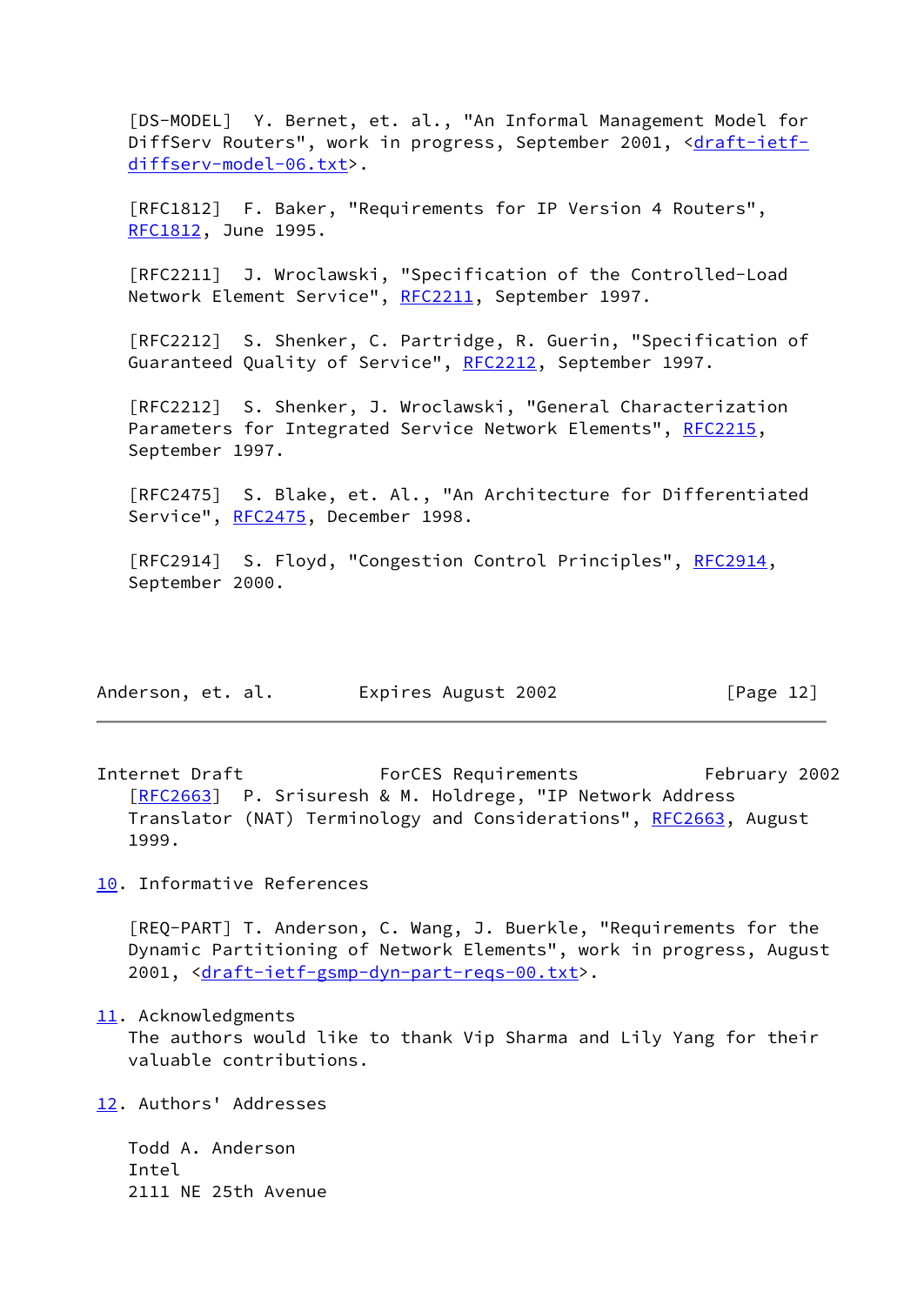[DS-MODEL]  Y. Bernet, et. al., "An Informal Management Model for DiffServ Routers", work in progress, September 2001, <draft-ietf-diffserv-model-06.txt>.

[RFC1812]  F. Baker, "Requirements for IP Version 4 Routers", RFC1812, June 1995.

[RFC2211]  J. Wroclawski, "Specification of the Controlled-Load Network Element Service", RFC2211, September 1997.

[RFC2212]  S. Shenker, C. Partridge, R. Guerin, "Specification of Guaranteed Quality of Service", RFC2212, September 1997.

[RFC2212]  S. Shenker, J. Wroclawski, "General Characterization Parameters for Integrated Service Network Elements", RFC2215, September 1997.

[RFC2475]  S. Blake, et. Al., "An Architecture for Differentiated Service", RFC2475, December 1998.

[RFC2914]  S. Floyd, "Congestion Control Principles", RFC2914, September 2000.

[RFC2663]  P. Srisuresh & M. Holdrege, "IP Network Address Translator (NAT) Terminology and Considerations", RFC2663, August 1999.

## 10. Informative References

[REQ-PART] T. Anderson, C. Wang, J. Buerkle, "Requirements for the Dynamic Partitioning of Network Elements", work in progress, August 2001, <draft-ietf-gsmp-dyn-part-reqs-00.txt>.

## 11. Acknowledgments

The authors would like to thank Vip Sharma and Lily Yang for their valuable contributions.

## 12. Authors' Addresses

Todd A. Anderson
Intel
2111 NE 25th Avenue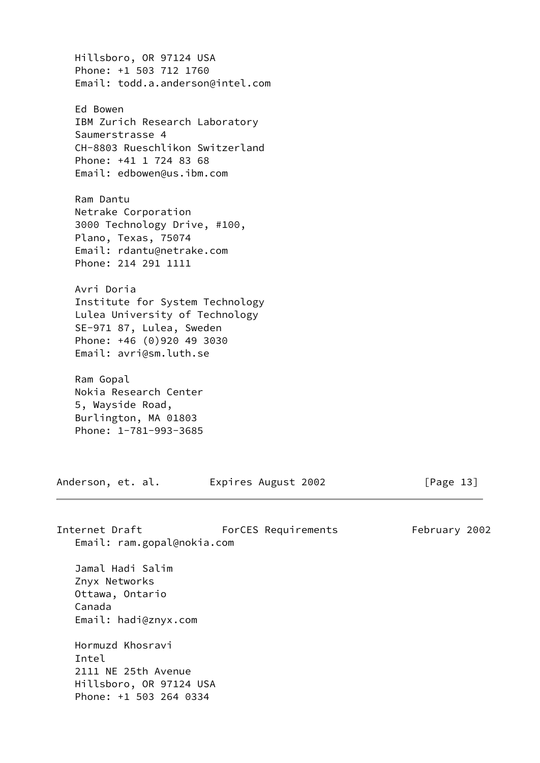Hillsboro, OR 97124 USA
Phone: +1 503 712 1760
Email: todd.a.anderson@intel.com

Ed Bowen
IBM Zurich Research Laboratory
Saumerstrasse 4
CH-8803 Rueschlikon Switzerland
Phone: +41 1 724 83 68
Email: edbowen@us.ibm.com

Ram Dantu
Netrake Corporation
3000 Technology Drive, #100,
Plano, Texas, 75074
Email: rdantu@netrake.com
Phone: 214 291 1111

Avri Doria
Institute for System Technology
Lulea University of Technology
SE-971 87, Lulea, Sweden
Phone: +46 (0)920 49 3030
Email: avri@sm.luth.se

Ram Gopal
Nokia Research Center
5, Wayside Road,
Burlington, MA 01803
Phone: 1-781-993-3685
Email: ram.gopal@nokia.com

Jamal Hadi Salim
Znyx Networks
Ottawa, Ontario
Canada
Email: hadi@znyx.com

Hormuzd Khosravi
Intel
2111 NE 25th Avenue
Hillsboro, OR 97124 USA
Phone: +1 503 264 0334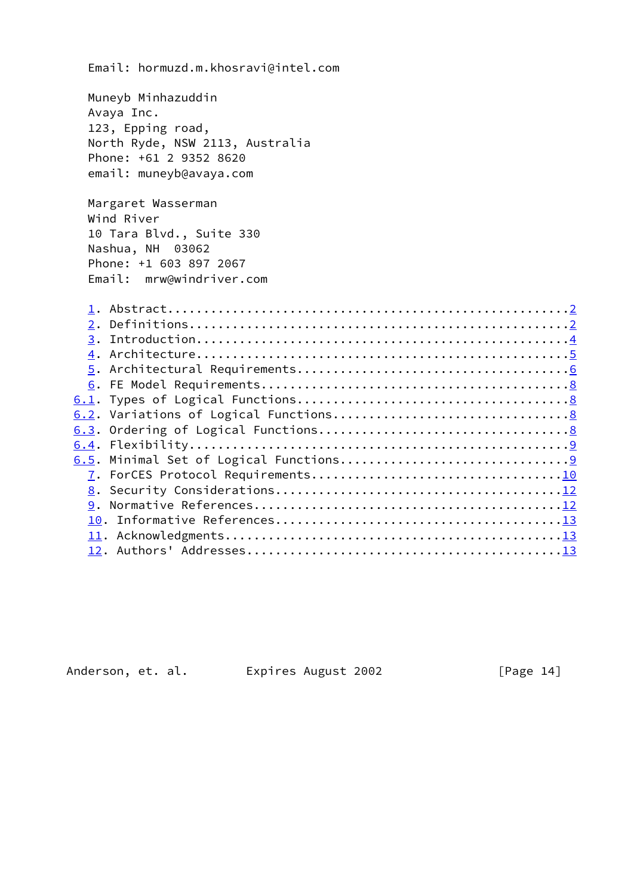Email: hormuzd.m.khosravi@intel.com

Muneyb Minhazuddin
Avaya Inc.
123, Epping road,
North Ryde, NSW 2113, Australia
Phone: +61 2 9352 8620
email: muneyb@avaya.com

Margaret Wasserman
Wind River
10 Tara Blvd., Suite 330
Nashua, NH  03062
Phone: +1 603 897 2067
Email:  mrw@windriver.com

1. Abstract....................................................2
2. Definitions.................................................2
3. Introduction................................................4
4. Architecture................................................5
5. Architectural Requirements..................................6
6. FE Model Requirements.......................................8
6.1. Types of Logical Functions................................8
6.2. Variations of Logical Functions...........................8
6.3. Ordering of Logical Functions.............................8
6.4. Flexibility...............................................9
6.5. Minimal Set of Logical Functions..........................9
7. ForCES Protocol Requirements...............................10
8. Security Considerations....................................12
9. Normative References.......................................12
10. Informative References....................................13
11. Acknowledgments...........................................13
12. Authors' Addresses........................................13